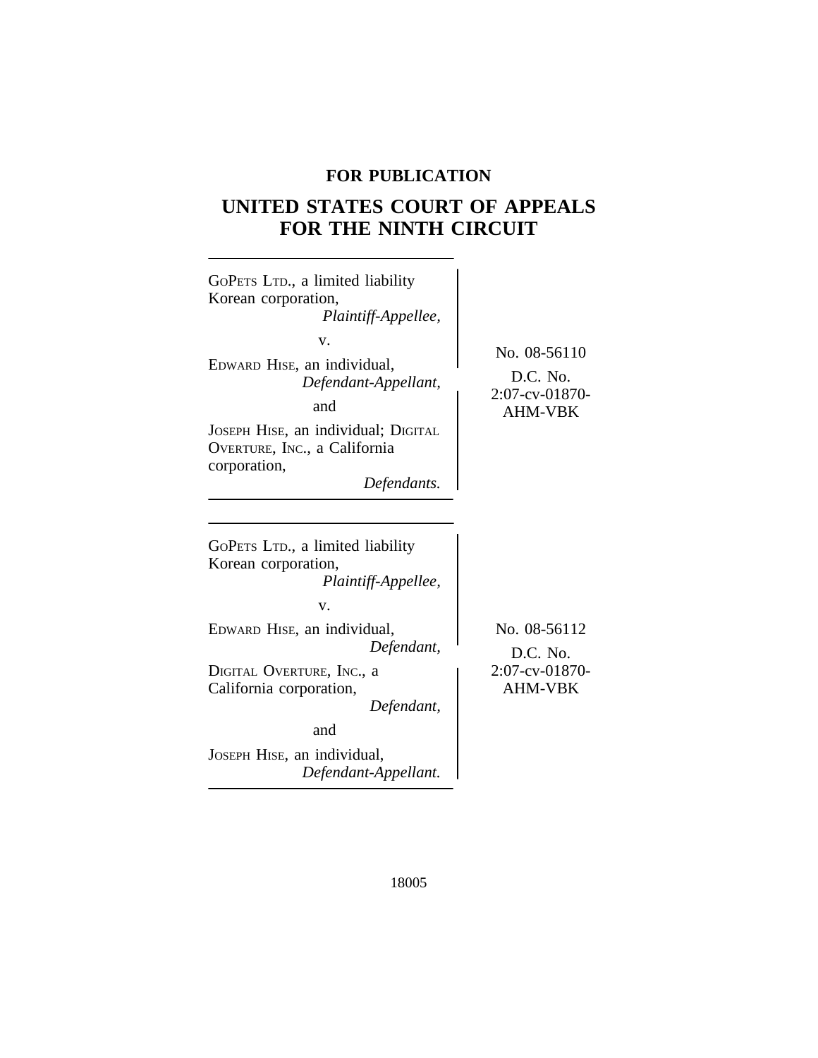**FOR PUBLICATION**

# UNITED STATES COURT OF APPEALS FOR THE NINTH CIRCUIT

GoPets Ltd., a limited liability Korean corporation,
*Plaintiff-Appellee,*

v.

Edward Hise, an individual,
*Defendant-Appellant,*

and

Joseph Hise, an individual; Digital Overture, Inc., a California corporation,
*Defendants.*

No. 08-56110

D.C. No. 2:07-cv-01870-AHM-VBK

---

GoPets Ltd., a limited liability Korean corporation,
*Plaintiff-Appellee,*

v.

Edward Hise, an individual,
*Defendant,*

Digital Overture, Inc., a California corporation,
*Defendant,*

and

Joseph Hise, an individual,
*Defendant-Appellant.*

No. 08-56112

D.C. No. 2:07-cv-01870-AHM-VBK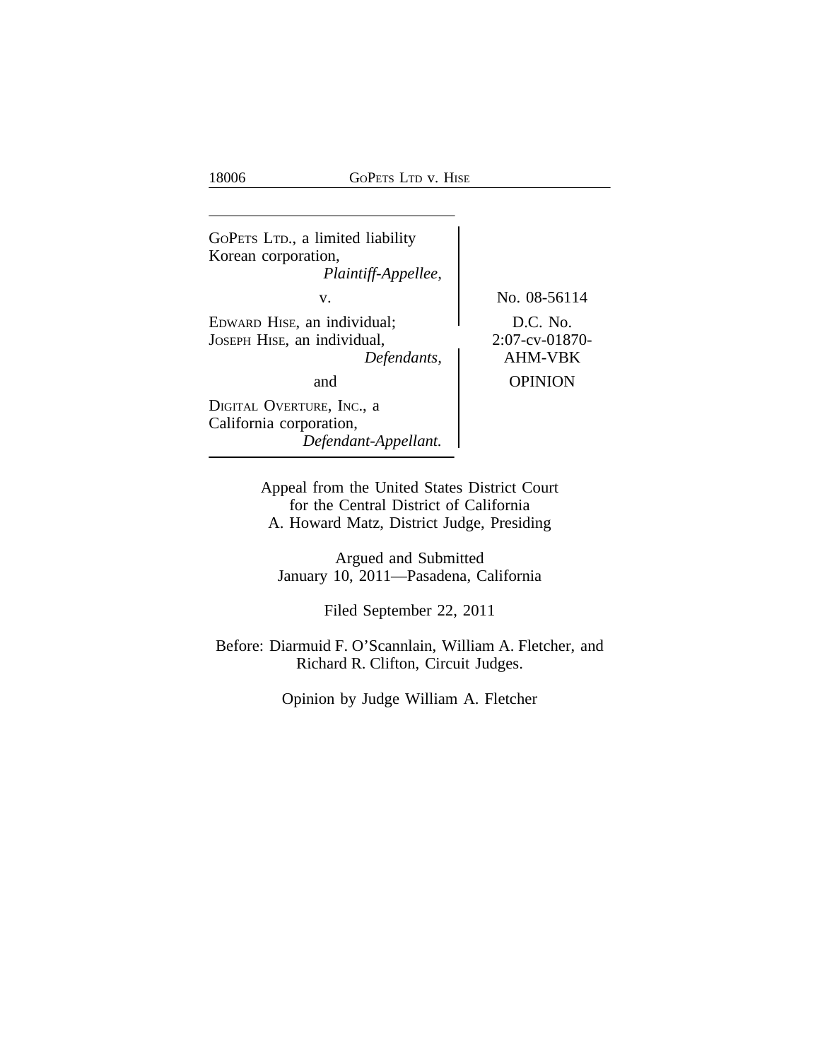GOPETS LTD., a limited liability Korean corporation,
*Plaintiff-Appellee,*

v.

EDWARD HISE, an individual; JOSEPH HISE, an individual,
*Defendants,*

and

DIGITAL OVERTURE, INC., a California corporation,
*Defendant-Appellant.*

No. 08-56114

D.C. No. 2:07-cv-01870-AHM-VBK

OPINION

Appeal from the United States District Court
for the Central District of California
A. Howard Matz, District Judge, Presiding

Argued and Submitted
January 10, 2011—Pasadena, California

Filed September 22, 2011

Before: Diarmuid F. O'Scannlain, William A. Fletcher, and Richard R. Clifton, Circuit Judges.

Opinion by Judge William A. Fletcher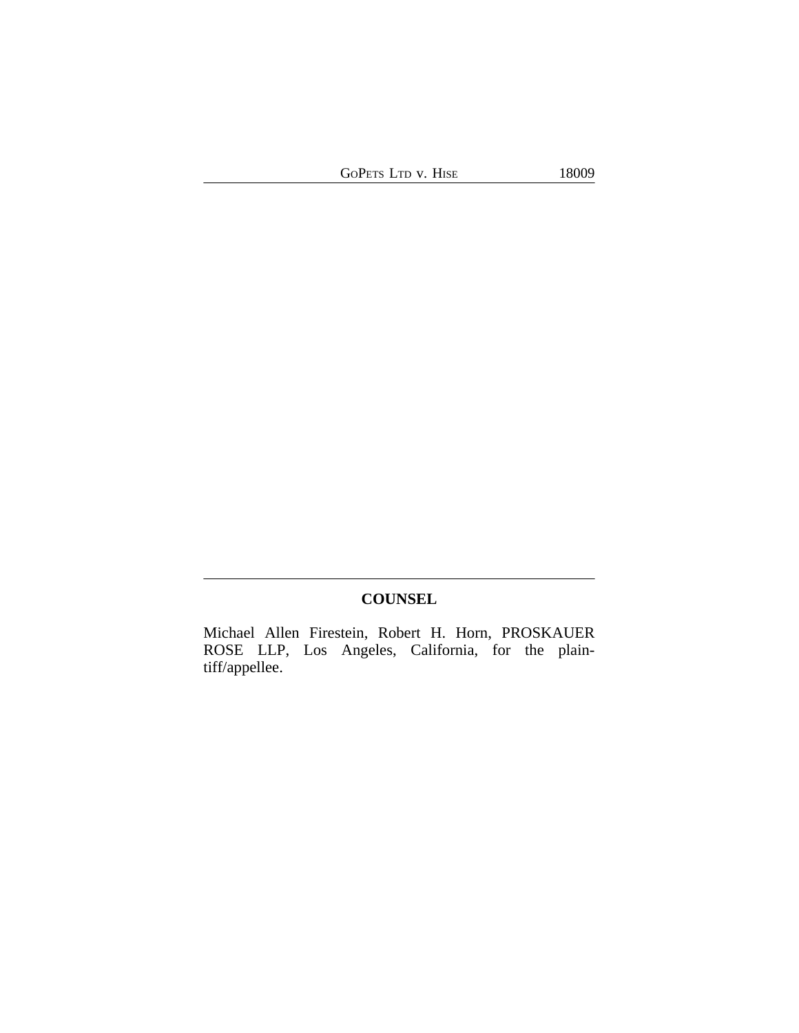## COUNSEL

Michael Allen Firestein, Robert H. Horn, PROSKAUER ROSE LLP, Los Angeles, California, for the plaintiff/appellee.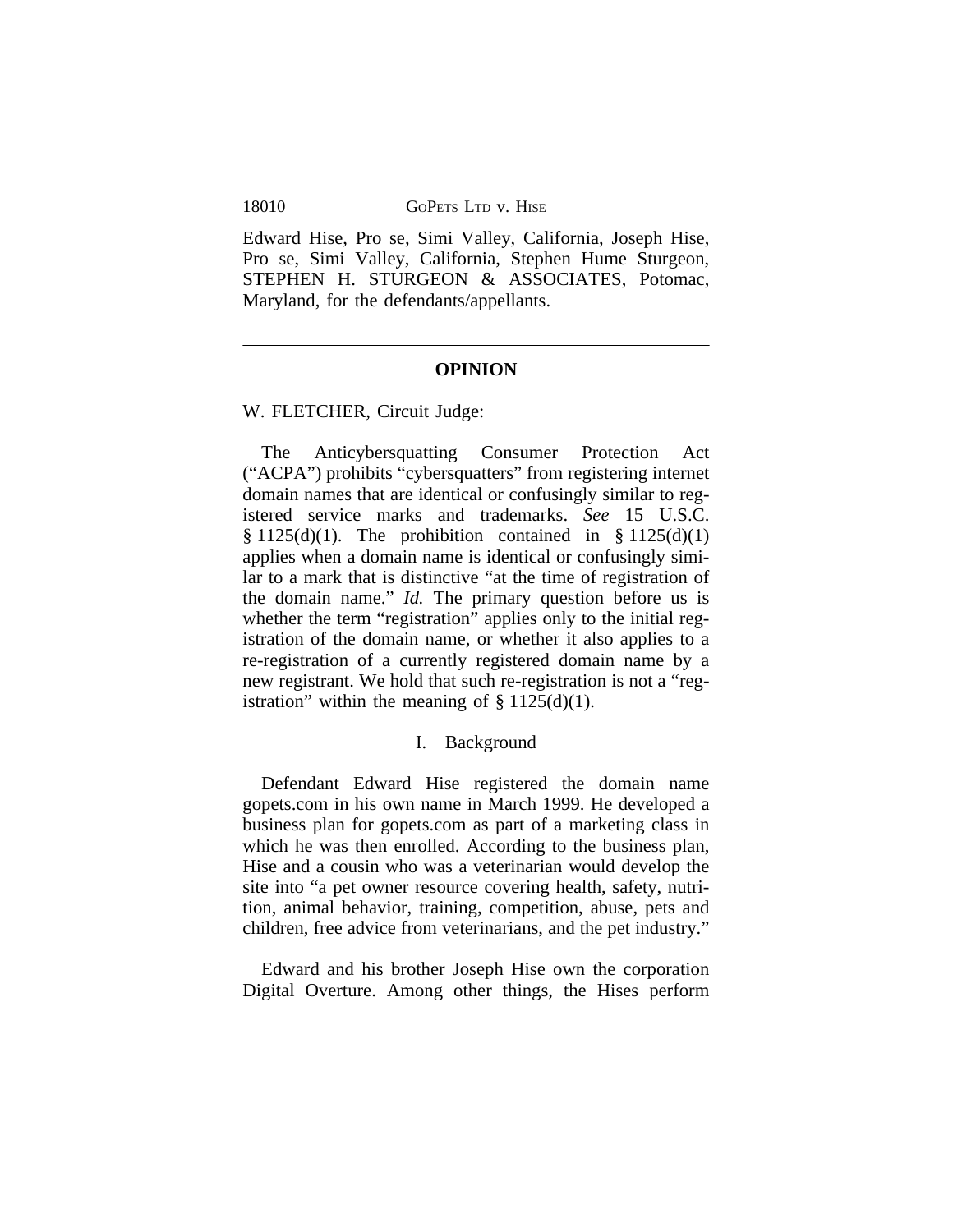Edward Hise, Pro se, Simi Valley, California, Joseph Hise, Pro se, Simi Valley, California, Stephen Hume Sturgeon, STEPHEN H. STURGEON & ASSOCIATES, Potomac, Maryland, for the defendants/appellants.

---

## OPINION

W. FLETCHER, Circuit Judge:

The Anticybersquatting Consumer Protection Act ("ACPA") prohibits "cybersquatters" from registering internet domain names that are identical or confusingly similar to registered service marks and trademarks. *See* 15 U.S.C. § 1125(d)(1). The prohibition contained in § 1125(d)(1) applies when a domain name is identical or confusingly similar to a mark that is distinctive "at the time of registration of the domain name." *Id.* The primary question before us is whether the term "registration" applies only to the initial registration of the domain name, or whether it also applies to a re-registration of a currently registered domain name by a new registrant. We hold that such re-registration is not a "registration" within the meaning of § 1125(d)(1).

### I. Background

Defendant Edward Hise registered the domain name gopets.com in his own name in March 1999. He developed a business plan for gopets.com as part of a marketing class in which he was then enrolled. According to the business plan, Hise and a cousin who was a veterinarian would develop the site into "a pet owner resource covering health, safety, nutrition, animal behavior, training, competition, abuse, pets and children, free advice from veterinarians, and the pet industry."

Edward and his brother Joseph Hise own the corporation Digital Overture. Among other things, the Hises perform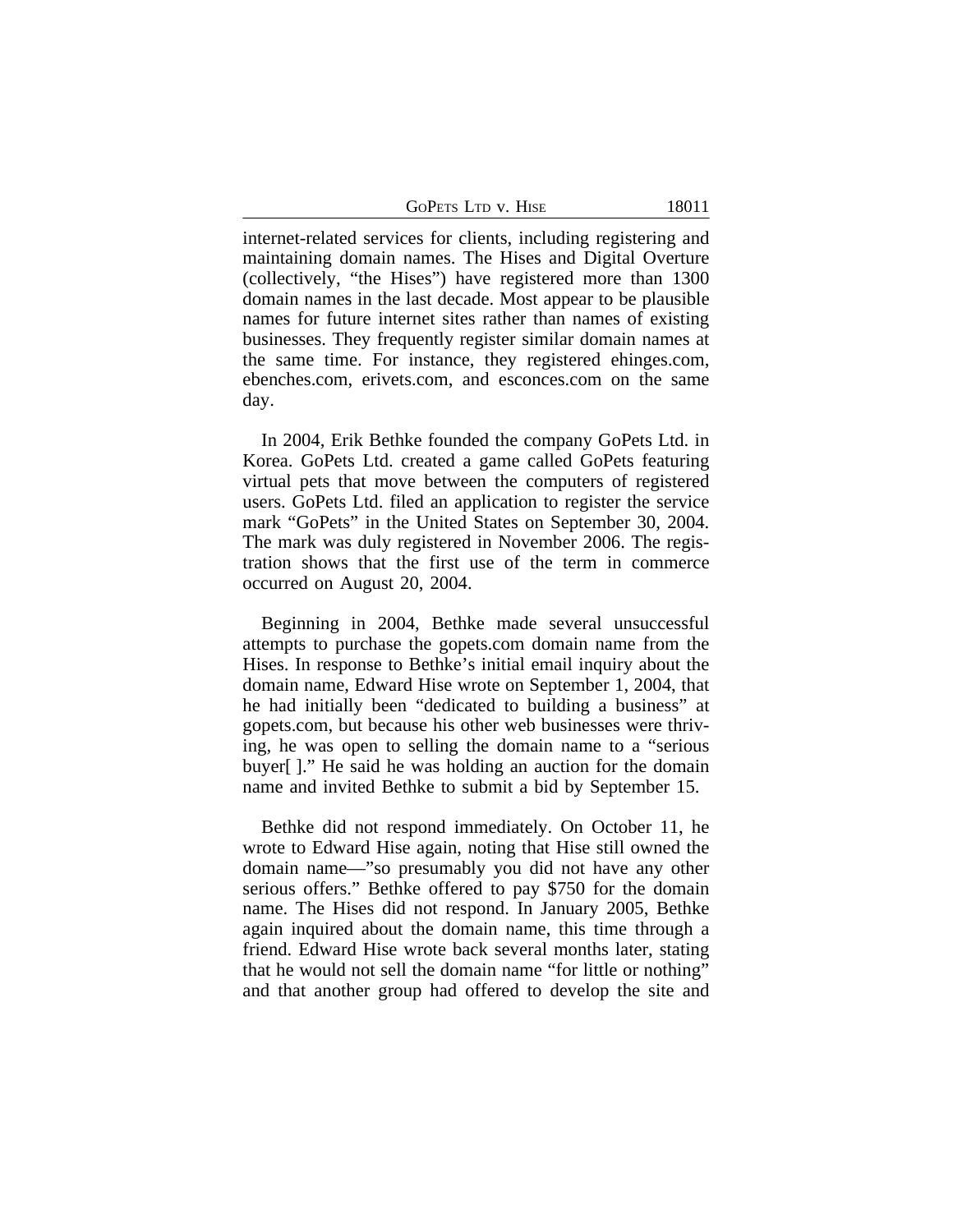internet-related services for clients, including registering and maintaining domain names. The Hises and Digital Overture (collectively, "the Hises") have registered more than 1300 domain names in the last decade. Most appear to be plausible names for future internet sites rather than names of existing businesses. They frequently register similar domain names at the same time. For instance, they registered ehinges.com, ebenches.com, erivets.com, and esconces.com on the same day.

In 2004, Erik Bethke founded the company GoPets Ltd. in Korea. GoPets Ltd. created a game called GoPets featuring virtual pets that move between the computers of registered users. GoPets Ltd. filed an application to register the service mark "GoPets" in the United States on September 30, 2004. The mark was duly registered in November 2006. The registration shows that the first use of the term in commerce occurred on August 20, 2004.

Beginning in 2004, Bethke made several unsuccessful attempts to purchase the gopets.com domain name from the Hises. In response to Bethke's initial email inquiry about the domain name, Edward Hise wrote on September 1, 2004, that he had initially been "dedicated to building a business" at gopets.com, but because his other web businesses were thriving, he was open to selling the domain name to a "serious buyer[ ]." He said he was holding an auction for the domain name and invited Bethke to submit a bid by September 15.

Bethke did not respond immediately. On October 11, he wrote to Edward Hise again, noting that Hise still owned the domain name—"so presumably you did not have any other serious offers." Bethke offered to pay $750 for the domain name. The Hises did not respond. In January 2005, Bethke again inquired about the domain name, this time through a friend. Edward Hise wrote back several months later, stating that he would not sell the domain name "for little or nothing" and that another group had offered to develop the site and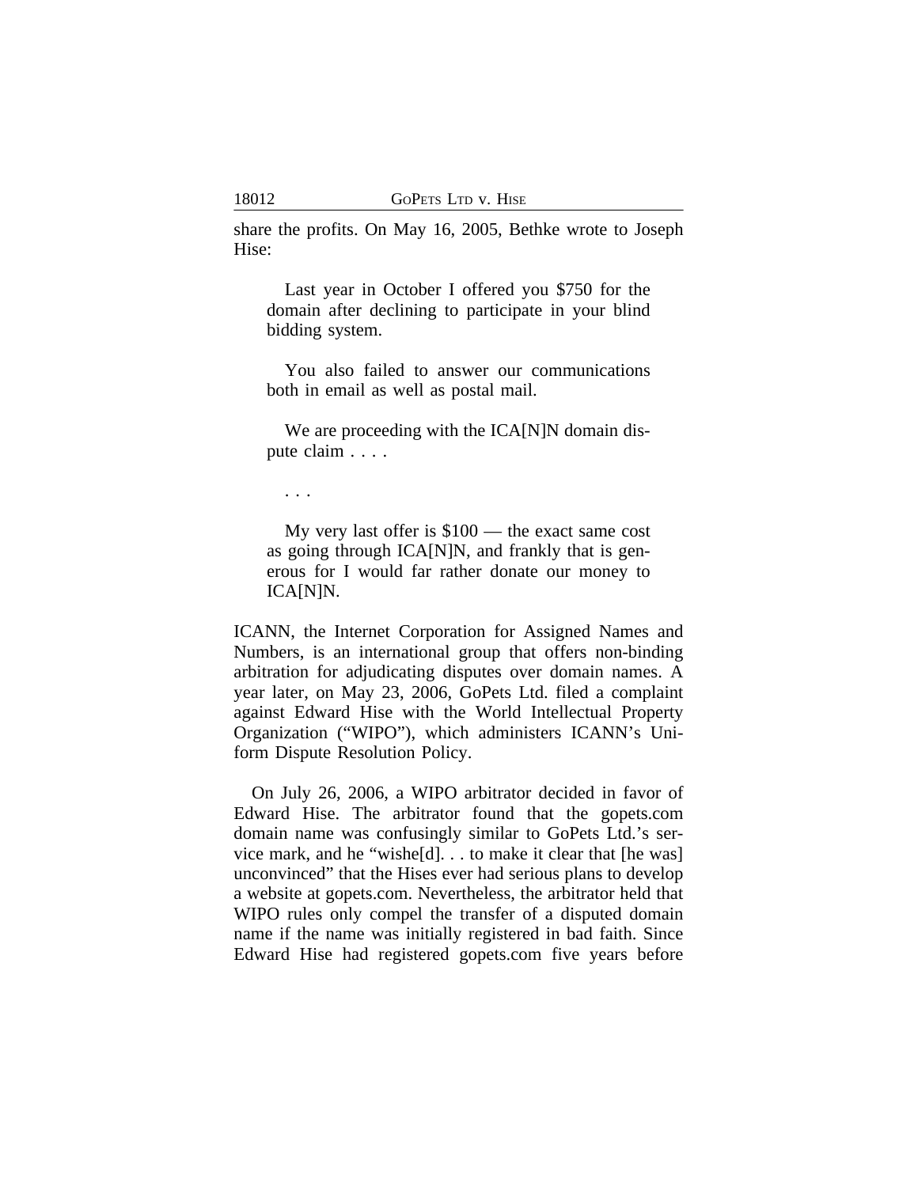share the profits. On May 16, 2005, Bethke wrote to Joseph Hise:

> Last year in October I offered you $750 for the domain after declining to participate in your blind bidding system.
>
> You also failed to answer our communications both in email as well as postal mail.
>
> We are proceeding with the ICA[N]N domain dispute claim . . . .
>
> . . .
>
> My very last offer is $100 — the exact same cost as going through ICA[N]N, and frankly that is generous for I would far rather donate our money to ICA[N]N.

ICANN, the Internet Corporation for Assigned Names and Numbers, is an international group that offers non-binding arbitration for adjudicating disputes over domain names. A year later, on May 23, 2006, GoPets Ltd. filed a complaint against Edward Hise with the World Intellectual Property Organization ("WIPO"), which administers ICANN's Uniform Dispute Resolution Policy.

On July 26, 2006, a WIPO arbitrator decided in favor of Edward Hise. The arbitrator found that the gopets.com domain name was confusingly similar to GoPets Ltd.'s service mark, and he "wishe[d]. . . to make it clear that [he was] unconvinced" that the Hises ever had serious plans to develop a website at gopets.com. Nevertheless, the arbitrator held that WIPO rules only compel the transfer of a disputed domain name if the name was initially registered in bad faith. Since Edward Hise had registered gopets.com five years before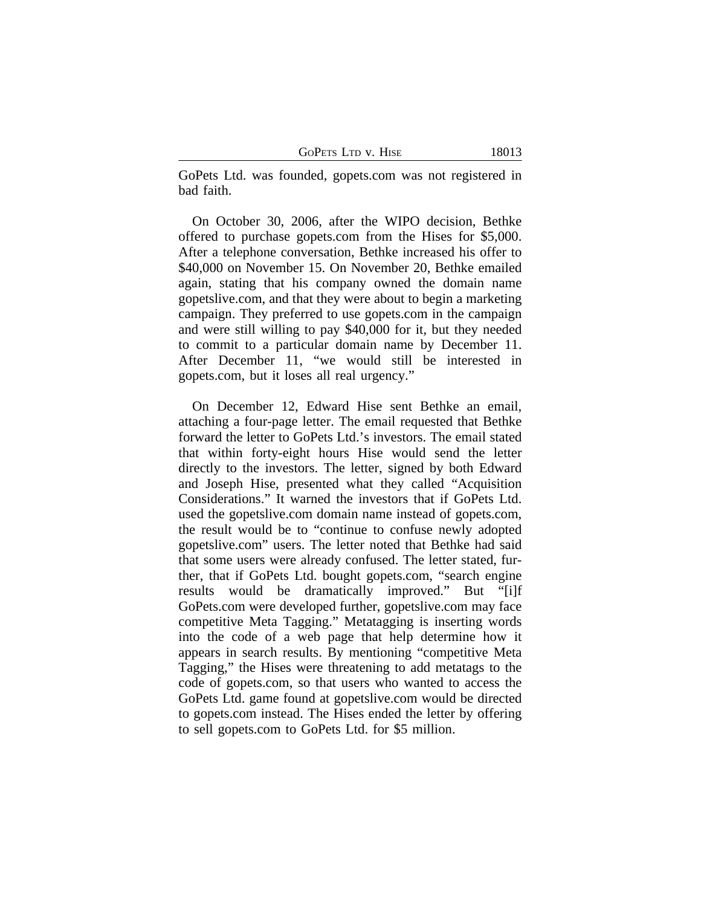GoPets Ltd. was founded, gopets.com was not registered in bad faith.

On October 30, 2006, after the WIPO decision, Bethke offered to purchase gopets.com from the Hises for $5,000. After a telephone conversation, Bethke increased his offer to $40,000 on November 15. On November 20, Bethke emailed again, stating that his company owned the domain name gopetslive.com, and that they were about to begin a marketing campaign. They preferred to use gopets.com in the campaign and were still willing to pay $40,000 for it, but they needed to commit to a particular domain name by December 11. After December 11, "we would still be interested in gopets.com, but it loses all real urgency."

On December 12, Edward Hise sent Bethke an email, attaching a four-page letter. The email requested that Bethke forward the letter to GoPets Ltd.'s investors. The email stated that within forty-eight hours Hise would send the letter directly to the investors. The letter, signed by both Edward and Joseph Hise, presented what they called "Acquisition Considerations." It warned the investors that if GoPets Ltd. used the gopetslive.com domain name instead of gopets.com, the result would be to "continue to confuse newly adopted gopetslive.com" users. The letter noted that Bethke had said that some users were already confused. The letter stated, further, that if GoPets Ltd. bought gopets.com, "search engine results would be dramatically improved." But "[i]f GoPets.com were developed further, gopetslive.com may face competitive Meta Tagging." Metatagging is inserting words into the code of a web page that help determine how it appears in search results. By mentioning "competitive Meta Tagging," the Hises were threatening to add metatags to the code of gopets.com, so that users who wanted to access the GoPets Ltd. game found at gopetslive.com would be directed to gopets.com instead. The Hises ended the letter by offering to sell gopets.com to GoPets Ltd. for $5 million.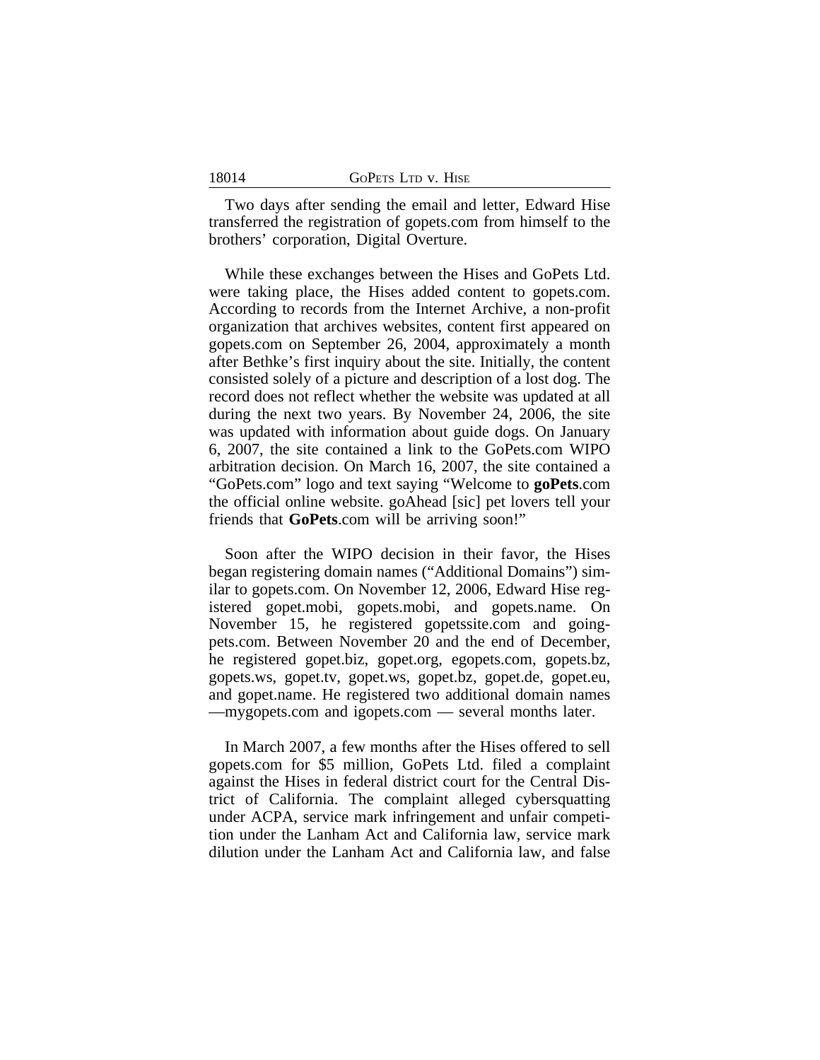Two days after sending the email and letter, Edward Hise transferred the registration of gopets.com from himself to the brothers' corporation, Digital Overture.

While these exchanges between the Hises and GoPets Ltd. were taking place, the Hises added content to gopets.com. According to records from the Internet Archive, a non-profit organization that archives websites, content first appeared on gopets.com on September 26, 2004, approximately a month after Bethke's first inquiry about the site. Initially, the content consisted solely of a picture and description of a lost dog. The record does not reflect whether the website was updated at all during the next two years. By November 24, 2006, the site was updated with information about guide dogs. On January 6, 2007, the site contained a link to the GoPets.com WIPO arbitration decision. On March 16, 2007, the site contained a "GoPets.com" logo and text saying "Welcome to **goPets**.com the official online website. goAhead [sic] pet lovers tell your friends that **GoPets**.com will be arriving soon!"

Soon after the WIPO decision in their favor, the Hises began registering domain names ("Additional Domains") similar to gopets.com. On November 12, 2006, Edward Hise registered gopet.mobi, gopets.mobi, and gopets.name. On November 15, he registered gopetssite.com and goingpets.com. Between November 20 and the end of December, he registered gopet.biz, gopet.org, egopets.com, gopets.bz, gopets.ws, gopet.tv, gopet.ws, gopet.bz, gopet.de, gopet.eu, and gopet.name. He registered two additional domain names —mygopets.com and igopets.com — several months later.

In March 2007, a few months after the Hises offered to sell gopets.com for $5 million, GoPets Ltd. filed a complaint against the Hises in federal district court for the Central District of California. The complaint alleged cybersquatting under ACPA, service mark infringement and unfair competition under the Lanham Act and California law, service mark dilution under the Lanham Act and California law, and false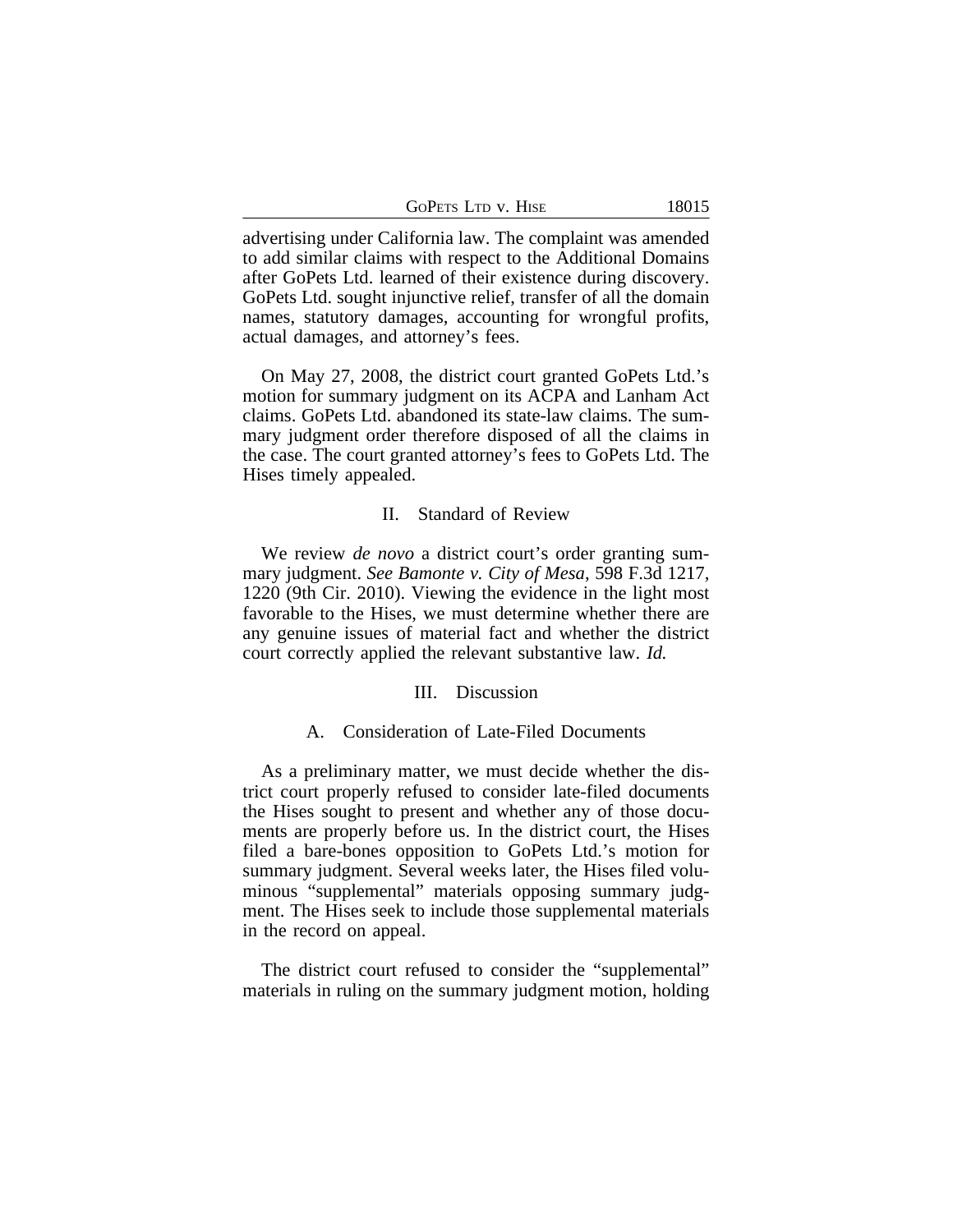advertising under California law. The complaint was amended to add similar claims with respect to the Additional Domains after GoPets Ltd. learned of their existence during discovery. GoPets Ltd. sought injunctive relief, transfer of all the domain names, statutory damages, accounting for wrongful profits, actual damages, and attorney's fees.

On May 27, 2008, the district court granted GoPets Ltd.'s motion for summary judgment on its ACPA and Lanham Act claims. GoPets Ltd. abandoned its state-law claims. The summary judgment order therefore disposed of all the claims in the case. The court granted attorney's fees to GoPets Ltd. The Hises timely appealed.

## II. Standard of Review

We review *de novo* a district court's order granting summary judgment. *See Bamonte v. City of Mesa*, 598 F.3d 1217, 1220 (9th Cir. 2010). Viewing the evidence in the light most favorable to the Hises, we must determine whether there are any genuine issues of material fact and whether the district court correctly applied the relevant substantive law. *Id.*

## III. Discussion

### A. Consideration of Late-Filed Documents

As a preliminary matter, we must decide whether the district court properly refused to consider late-filed documents the Hises sought to present and whether any of those documents are properly before us. In the district court, the Hises filed a bare-bones opposition to GoPets Ltd.'s motion for summary judgment. Several weeks later, the Hises filed voluminous "supplemental" materials opposing summary judgment. The Hises seek to include those supplemental materials in the record on appeal.

The district court refused to consider the "supplemental" materials in ruling on the summary judgment motion, holding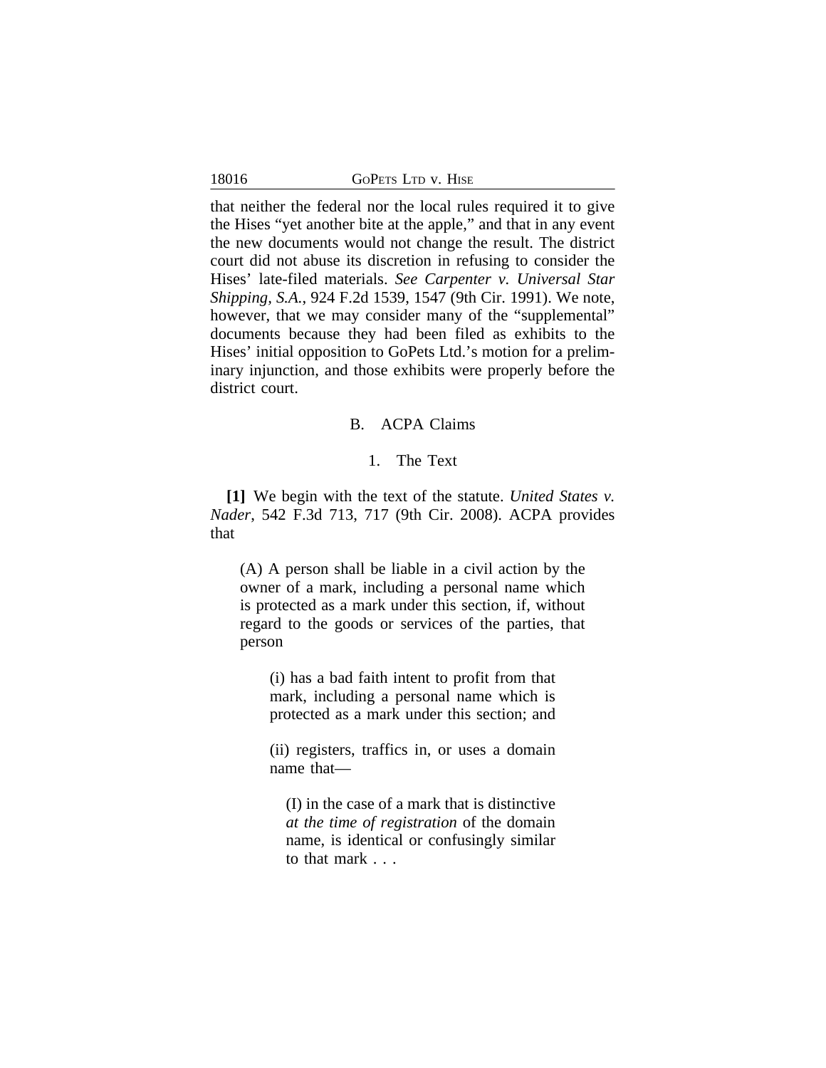that neither the federal nor the local rules required it to give the Hises "yet another bite at the apple," and that in any event the new documents would not change the result. The district court did not abuse its discretion in refusing to consider the Hises' late-filed materials. *See Carpenter v. Universal Star Shipping, S.A.*, 924 F.2d 1539, 1547 (9th Cir. 1991). We note, however, that we may consider many of the "supplemental" documents because they had been filed as exhibits to the Hises' initial opposition to GoPets Ltd.'s motion for a preliminary injunction, and those exhibits were properly before the district court.

## B. ACPA Claims

### 1. The Text

**[1]** We begin with the text of the statute. *United States v. Nader*, 542 F.3d 713, 717 (9th Cir. 2008). ACPA provides that

> (A) A person shall be liable in a civil action by the owner of a mark, including a personal name which is protected as a mark under this section, if, without regard to the goods or services of the parties, that person
>
> > (i) has a bad faith intent to profit from that mark, including a personal name which is protected as a mark under this section; and
> >
> > (ii) registers, traffics in, or uses a domain name that—
> >
> > > (I) in the case of a mark that is distinctive *at the time of registration* of the domain name, is identical or confusingly similar to that mark . . .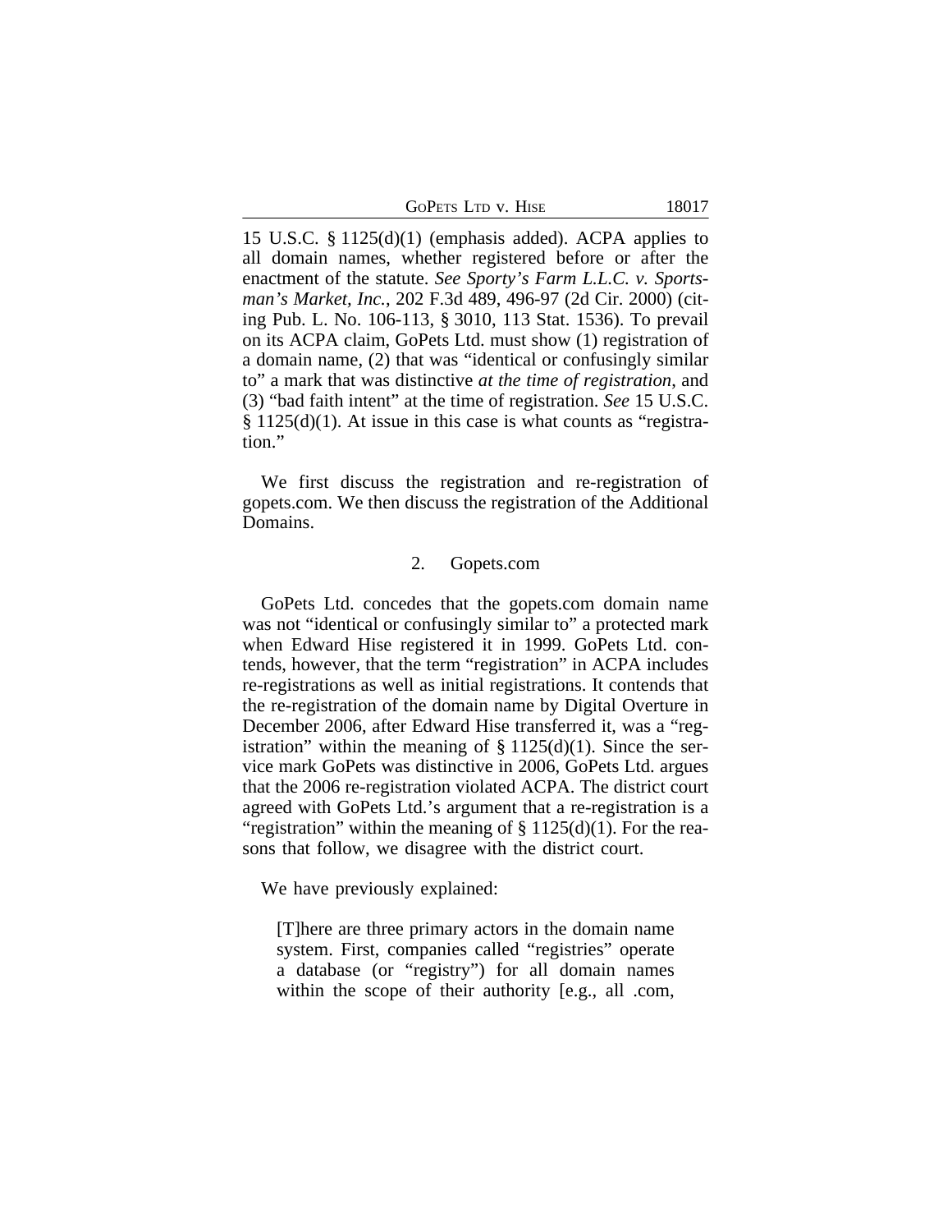15 U.S.C. § 1125(d)(1) (emphasis added). ACPA applies to all domain names, whether registered before or after the enactment of the statute. *See Sporty's Farm L.L.C. v. Sportsman's Market, Inc.*, 202 F.3d 489, 496-97 (2d Cir. 2000) (citing Pub. L. No. 106-113, § 3010, 113 Stat. 1536). To prevail on its ACPA claim, GoPets Ltd. must show (1) registration of a domain name, (2) that was "identical or confusingly similar to" a mark that was distinctive *at the time of registration*, and (3) "bad faith intent" at the time of registration. *See* 15 U.S.C. § 1125(d)(1). At issue in this case is what counts as "registration."

We first discuss the registration and re-registration of gopets.com. We then discuss the registration of the Additional Domains.

### 2. Gopets.com

GoPets Ltd. concedes that the gopets.com domain name was not "identical or confusingly similar to" a protected mark when Edward Hise registered it in 1999. GoPets Ltd. contends, however, that the term "registration" in ACPA includes re-registrations as well as initial registrations. It contends that the re-registration of the domain name by Digital Overture in December 2006, after Edward Hise transferred it, was a "registration" within the meaning of § 1125(d)(1). Since the service mark GoPets was distinctive in 2006, GoPets Ltd. argues that the 2006 re-registration violated ACPA. The district court agreed with GoPets Ltd.'s argument that a re-registration is a "registration" within the meaning of § 1125(d)(1). For the reasons that follow, we disagree with the district court.

We have previously explained:

> [T]here are three primary actors in the domain name system. First, companies called "registries" operate a database (or "registry") for all domain names within the scope of their authority [e.g., all .com,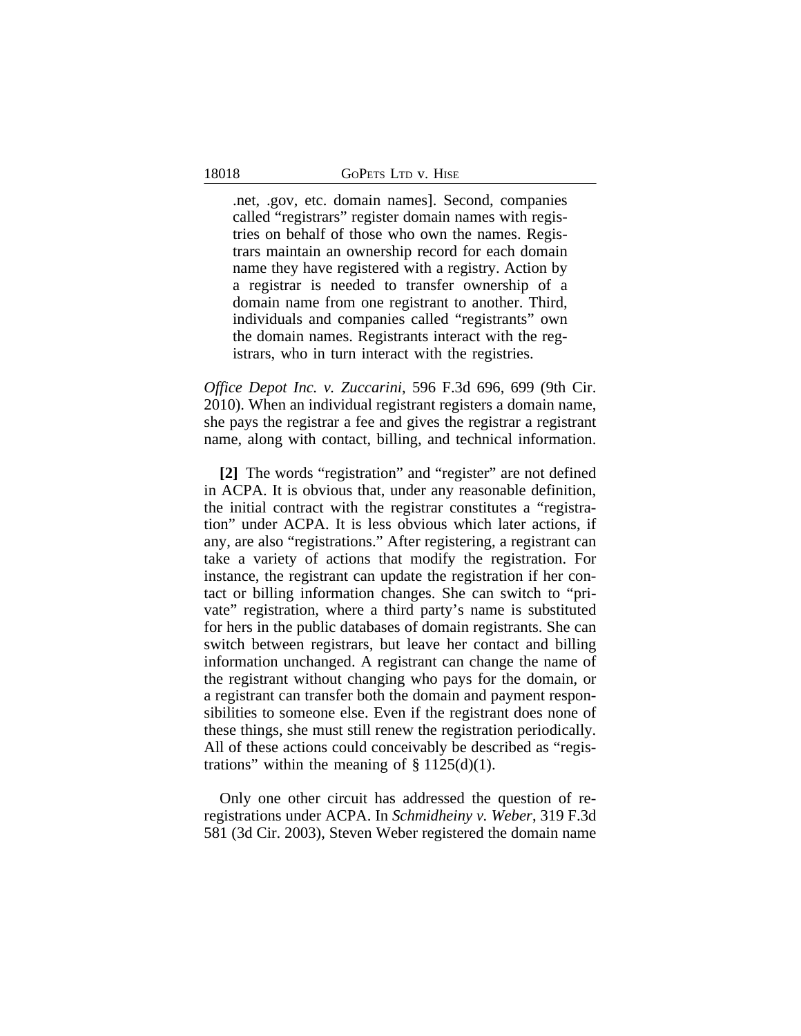> .net, .gov, etc. domain names]. Second, companies called "registrars" register domain names with registries on behalf of those who own the names. Registrars maintain an ownership record for each domain name they have registered with a registry. Action by a registrar is needed to transfer ownership of a domain name from one registrant to another. Third, individuals and companies called "registrants" own the domain names. Registrants interact with the registrars, who in turn interact with the registries.

*Office Depot Inc. v. Zuccarini*, 596 F.3d 696, 699 (9th Cir. 2010). When an individual registrant registers a domain name, she pays the registrar a fee and gives the registrar a registrant name, along with contact, billing, and technical information.

**[2]** The words "registration" and "register" are not defined in ACPA. It is obvious that, under any reasonable definition, the initial contract with the registrar constitutes a "registration" under ACPA. It is less obvious which later actions, if any, are also "registrations." After registering, a registrant can take a variety of actions that modify the registration. For instance, the registrant can update the registration if her contact or billing information changes. She can switch to "private" registration, where a third party's name is substituted for hers in the public databases of domain registrants. She can switch between registrars, but leave her contact and billing information unchanged. A registrant can change the name of the registrant without changing who pays for the domain, or a registrant can transfer both the domain and payment responsibilities to someone else. Even if the registrant does none of these things, she must still renew the registration periodically. All of these actions could conceivably be described as "registrations" within the meaning of § 1125(d)(1).

Only one other circuit has addressed the question of re-registrations under ACPA. In *Schmidheiny v. Weber*, 319 F.3d 581 (3d Cir. 2003), Steven Weber registered the domain name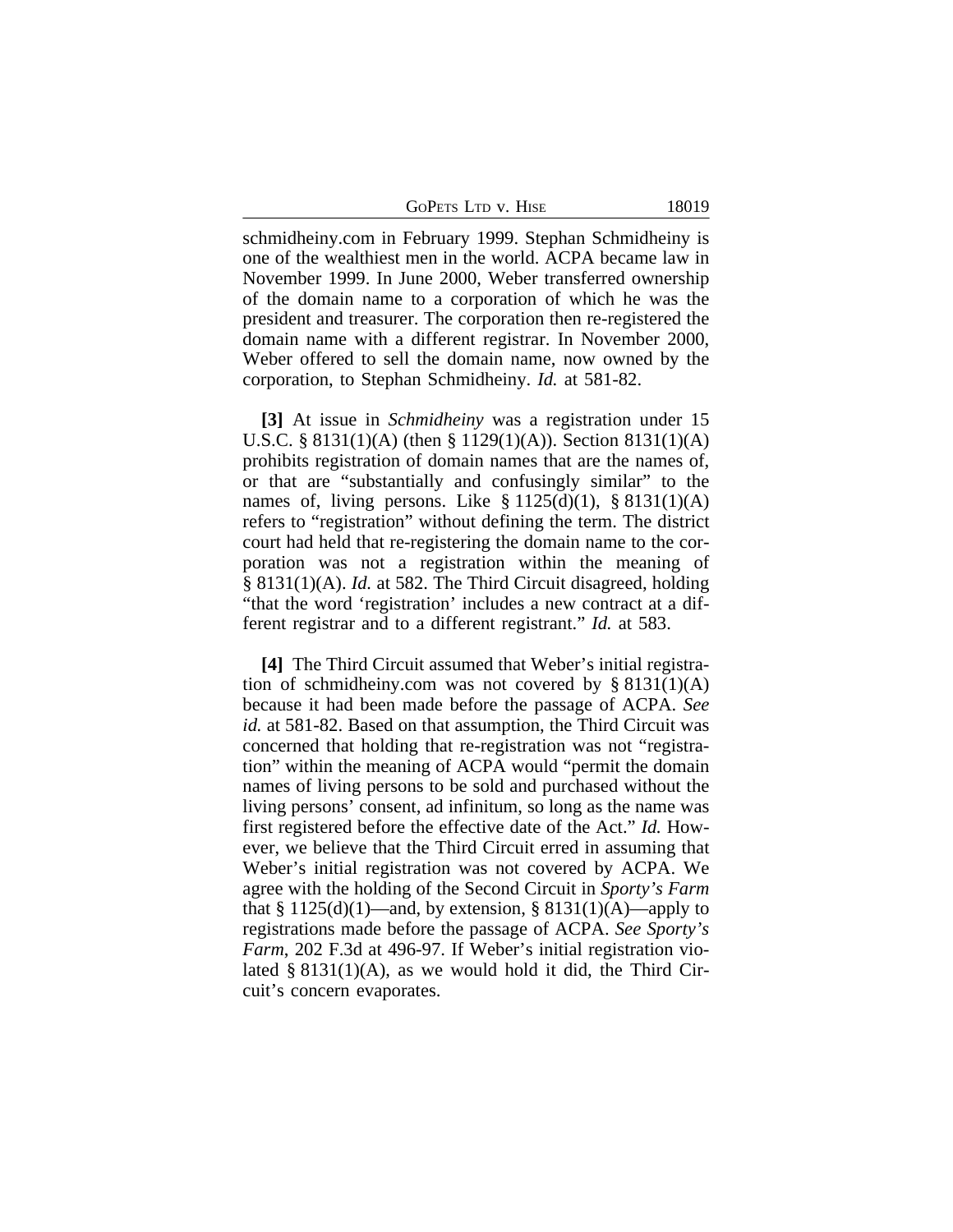schmidheiny.com in February 1999. Stephan Schmidheiny is one of the wealthiest men in the world. ACPA became law in November 1999. In June 2000, Weber transferred ownership of the domain name to a corporation of which he was the president and treasurer. The corporation then re-registered the domain name with a different registrar. In November 2000, Weber offered to sell the domain name, now owned by the corporation, to Stephan Schmidheiny. *Id.* at 581-82.

**[3]** At issue in *Schmidheiny* was a registration under 15 U.S.C. § 8131(1)(A) (then § 1129(1)(A)). Section 8131(1)(A) prohibits registration of domain names that are the names of, or that are "substantially and confusingly similar" to the names of, living persons. Like § 1125(d)(1), § 8131(1)(A) refers to "registration" without defining the term. The district court had held that re-registering the domain name to the corporation was not a registration within the meaning of § 8131(1)(A). *Id.* at 582. The Third Circuit disagreed, holding "that the word 'registration' includes a new contract at a different registrar and to a different registrant." *Id.* at 583.

**[4]** The Third Circuit assumed that Weber's initial registration of schmidheiny.com was not covered by § 8131(1)(A) because it had been made before the passage of ACPA. *See id.* at 581-82. Based on that assumption, the Third Circuit was concerned that holding that re-registration was not "registration" within the meaning of ACPA would "permit the domain names of living persons to be sold and purchased without the living persons' consent, ad infinitum, so long as the name was first registered before the effective date of the Act." *Id.* However, we believe that the Third Circuit erred in assuming that Weber's initial registration was not covered by ACPA. We agree with the holding of the Second Circuit in *Sporty's Farm* that § 1125(d)(1)—and, by extension, § 8131(1)(A)—apply to registrations made before the passage of ACPA. *See Sporty's Farm*, 202 F.3d at 496-97. If Weber's initial registration violated § 8131(1)(A), as we would hold it did, the Third Circuit's concern evaporates.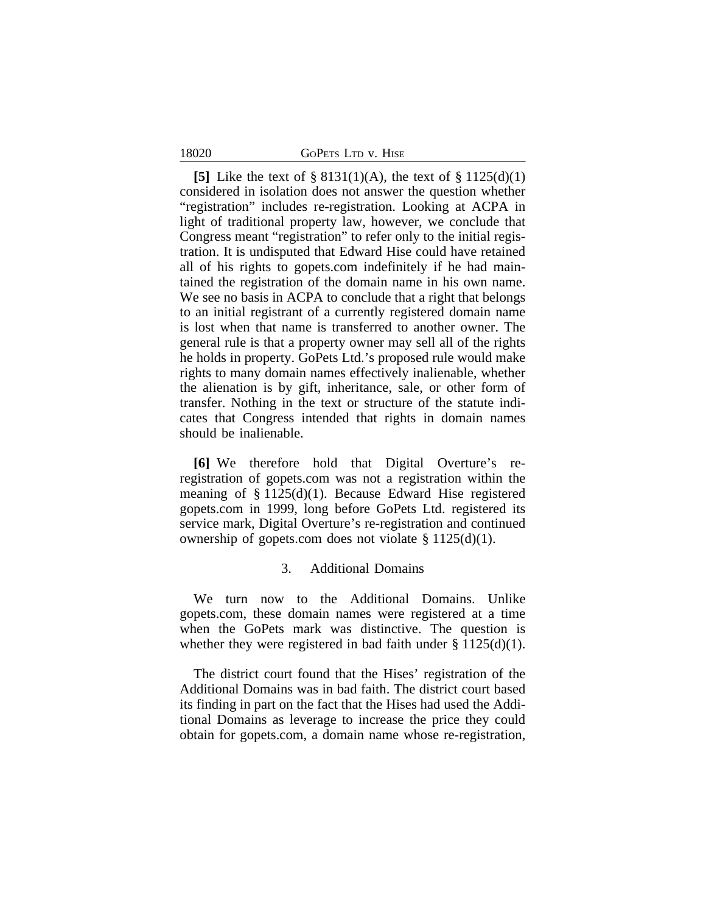**[5]** Like the text of § 8131(1)(A), the text of § 1125(d)(1) considered in isolation does not answer the question whether "registration" includes re-registration. Looking at ACPA in light of traditional property law, however, we conclude that Congress meant "registration" to refer only to the initial registration. It is undisputed that Edward Hise could have retained all of his rights to gopets.com indefinitely if he had maintained the registration of the domain name in his own name. We see no basis in ACPA to conclude that a right that belongs to an initial registrant of a currently registered domain name is lost when that name is transferred to another owner. The general rule is that a property owner may sell all of the rights he holds in property. GoPets Ltd.'s proposed rule would make rights to many domain names effectively inalienable, whether the alienation is by gift, inheritance, sale, or other form of transfer. Nothing in the text or structure of the statute indicates that Congress intended that rights in domain names should be inalienable.

**[6]** We therefore hold that Digital Overture's re-registration of gopets.com was not a registration within the meaning of § 1125(d)(1). Because Edward Hise registered gopets.com in 1999, long before GoPets Ltd. registered its service mark, Digital Overture's re-registration and continued ownership of gopets.com does not violate § 1125(d)(1).

### 3. Additional Domains

We turn now to the Additional Domains. Unlike gopets.com, these domain names were registered at a time when the GoPets mark was distinctive. The question is whether they were registered in bad faith under § 1125(d)(1).

The district court found that the Hises' registration of the Additional Domains was in bad faith. The district court based its finding in part on the fact that the Hises had used the Additional Domains as leverage to increase the price they could obtain for gopets.com, a domain name whose re-registration,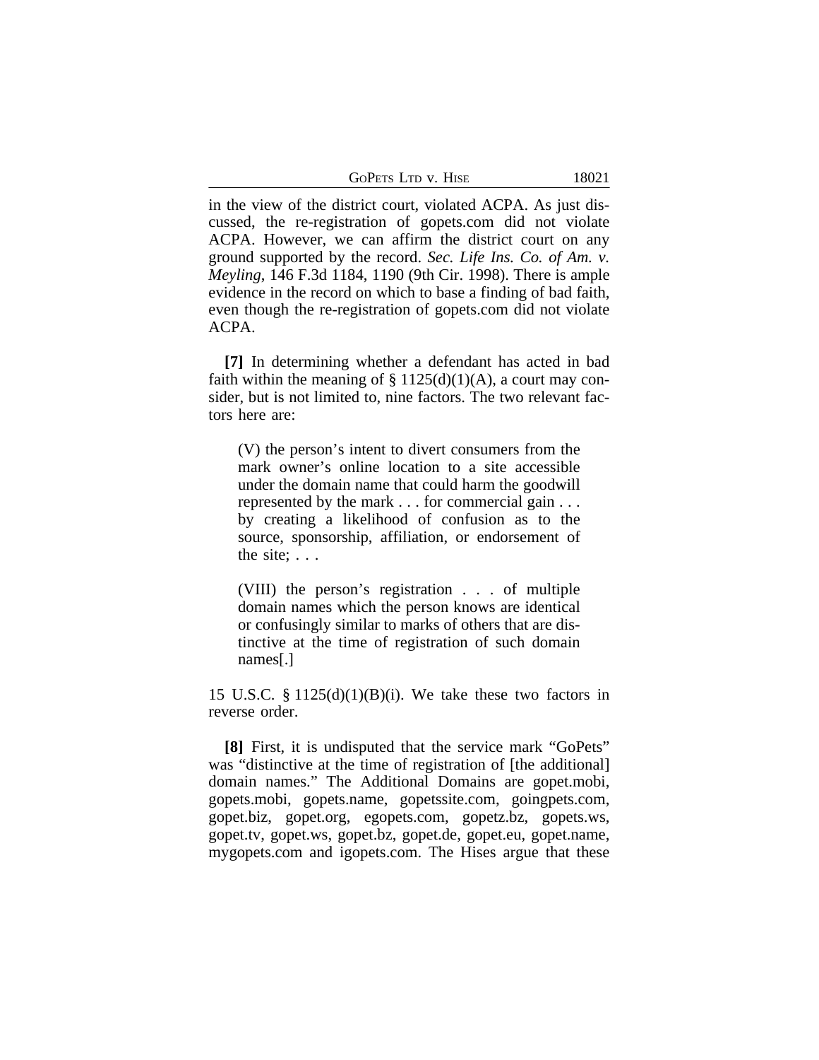in the view of the district court, violated ACPA. As just discussed, the re-registration of gopets.com did not violate ACPA. However, we can affirm the district court on any ground supported by the record. *Sec. Life Ins. Co. of Am. v. Meyling*, 146 F.3d 1184, 1190 (9th Cir. 1998). There is ample evidence in the record on which to base a finding of bad faith, even though the re-registration of gopets.com did not violate ACPA.

**[7]** In determining whether a defendant has acted in bad faith within the meaning of § 1125(d)(1)(A), a court may consider, but is not limited to, nine factors. The two relevant factors here are:

> (V) the person's intent to divert consumers from the mark owner's online location to a site accessible under the domain name that could harm the goodwill represented by the mark . . . for commercial gain . . . by creating a likelihood of confusion as to the source, sponsorship, affiliation, or endorsement of the site; . . .
>
> (VIII) the person's registration . . . of multiple domain names which the person knows are identical or confusingly similar to marks of others that are distinctive at the time of registration of such domain names[.]

15 U.S.C. § 1125(d)(1)(B)(i). We take these two factors in reverse order.

**[8]** First, it is undisputed that the service mark "GoPets" was "distinctive at the time of registration of [the additional] domain names." The Additional Domains are gopet.mobi, gopets.mobi, gopets.name, gopetssite.com, goingpets.com, gopet.biz, gopet.org, egopets.com, gopetz.bz, gopets.ws, gopet.tv, gopet.ws, gopet.bz, gopet.de, gopet.eu, gopet.name, mygopets.com and igopets.com. The Hises argue that these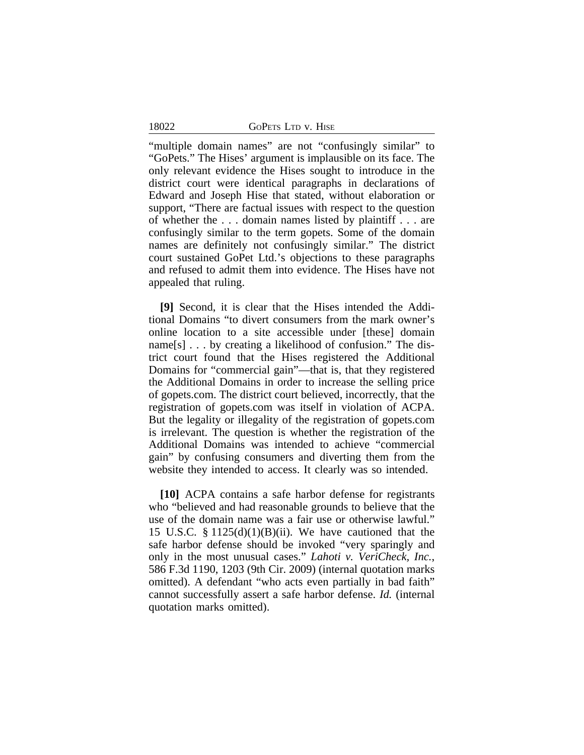"multiple domain names" are not "confusingly similar" to "GoPets." The Hises' argument is implausible on its face. The only relevant evidence the Hises sought to introduce in the district court were identical paragraphs in declarations of Edward and Joseph Hise that stated, without elaboration or support, "There are factual issues with respect to the question of whether the . . . domain names listed by plaintiff . . . are confusingly similar to the term gopets. Some of the domain names are definitely not confusingly similar." The district court sustained GoPet Ltd.'s objections to these paragraphs and refused to admit them into evidence. The Hises have not appealed that ruling.

**[9]** Second, it is clear that the Hises intended the Additional Domains "to divert consumers from the mark owner's online location to a site accessible under [these] domain name[s] . . . by creating a likelihood of confusion." The district court found that the Hises registered the Additional Domains for "commercial gain"—that is, that they registered the Additional Domains in order to increase the selling price of gopets.com. The district court believed, incorrectly, that the registration of gopets.com was itself in violation of ACPA. But the legality or illegality of the registration of gopets.com is irrelevant. The question is whether the registration of the Additional Domains was intended to achieve "commercial gain" by confusing consumers and diverting them from the website they intended to access. It clearly was so intended.

**[10]** ACPA contains a safe harbor defense for registrants who "believed and had reasonable grounds to believe that the use of the domain name was a fair use or otherwise lawful." 15 U.S.C. § 1125(d)(1)(B)(ii). We have cautioned that the safe harbor defense should be invoked "very sparingly and only in the most unusual cases." *Lahoti v. VeriCheck, Inc.*, 586 F.3d 1190, 1203 (9th Cir. 2009) (internal quotation marks omitted). A defendant "who acts even partially in bad faith" cannot successfully assert a safe harbor defense. *Id.* (internal quotation marks omitted).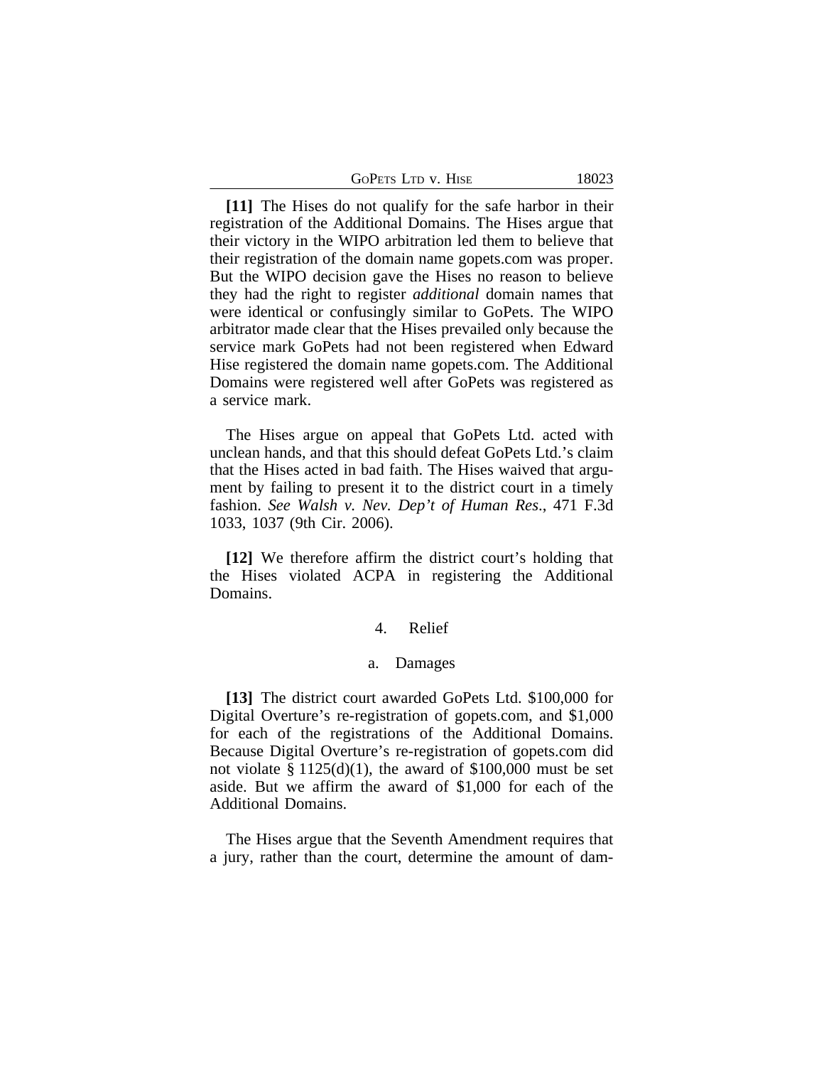**[11]** The Hises do not qualify for the safe harbor in their registration of the Additional Domains. The Hises argue that their victory in the WIPO arbitration led them to believe that their registration of the domain name gopets.com was proper. But the WIPO decision gave the Hises no reason to believe they had the right to register *additional* domain names that were identical or confusingly similar to GoPets. The WIPO arbitrator made clear that the Hises prevailed only because the service mark GoPets had not been registered when Edward Hise registered the domain name gopets.com. The Additional Domains were registered well after GoPets was registered as a service mark.

The Hises argue on appeal that GoPets Ltd. acted with unclean hands, and that this should defeat GoPets Ltd.'s claim that the Hises acted in bad faith. The Hises waived that argument by failing to present it to the district court in a timely fashion. *See Walsh v. Nev. Dep't of Human Res*., 471 F.3d 1033, 1037 (9th Cir. 2006).

**[12]** We therefore affirm the district court's holding that the Hises violated ACPA in registering the Additional Domains.

#### 4. Relief

##### a. Damages

**[13]** The district court awarded GoPets Ltd. $100,000 for Digital Overture's re-registration of gopets.com, and $1,000 for each of the registrations of the Additional Domains. Because Digital Overture's re-registration of gopets.com did not violate § 1125(d)(1), the award of $100,000 must be set aside. But we affirm the award of $1,000 for each of the Additional Domains.

The Hises argue that the Seventh Amendment requires that a jury, rather than the court, determine the amount of dam-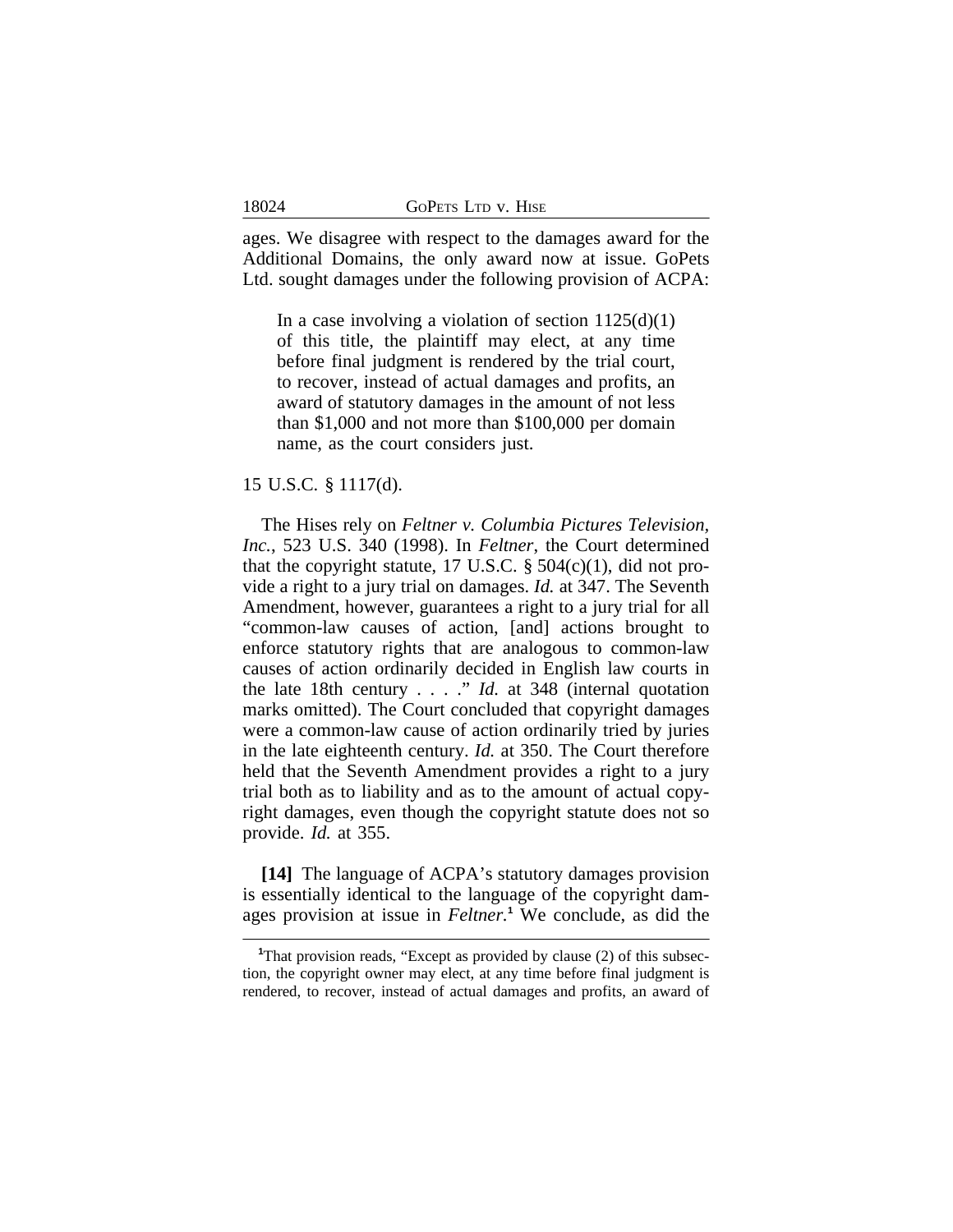ages. We disagree with respect to the damages award for the Additional Domains, the only award now at issue. GoPets Ltd. sought damages under the following provision of ACPA:

> In a case involving a violation of section 1125(d)(1) of this title, the plaintiff may elect, at any time before final judgment is rendered by the trial court, to recover, instead of actual damages and profits, an award of statutory damages in the amount of not less than $1,000 and not more than $100,000 per domain name, as the court considers just.

15 U.S.C. § 1117(d).

The Hises rely on *Feltner v. Columbia Pictures Television, Inc.*, 523 U.S. 340 (1998). In *Feltner*, the Court determined that the copyright statute, 17 U.S.C. § 504(c)(1), did not provide a right to a jury trial on damages. *Id.* at 347. The Seventh Amendment, however, guarantees a right to a jury trial for all "common-law causes of action, [and] actions brought to enforce statutory rights that are analogous to common-law causes of action ordinarily decided in English law courts in the late 18th century . . . ." *Id.* at 348 (internal quotation marks omitted). The Court concluded that copyright damages were a common-law cause of action ordinarily tried by juries in the late eighteenth century. *Id.* at 350. The Court therefore held that the Seventh Amendment provides a right to a jury trial both as to liability and as to the amount of actual copyright damages, even though the copyright statute does not so provide. *Id.* at 355.

**[14]** The language of ACPA's statutory damages provision is essentially identical to the language of the copyright damages provision at issue in *Feltner*.[1] We conclude, as did the

[1] That provision reads, "Except as provided by clause (2) of this subsection, the copyright owner may elect, at any time before final judgment is rendered, to recover, instead of actual damages and profits, an award of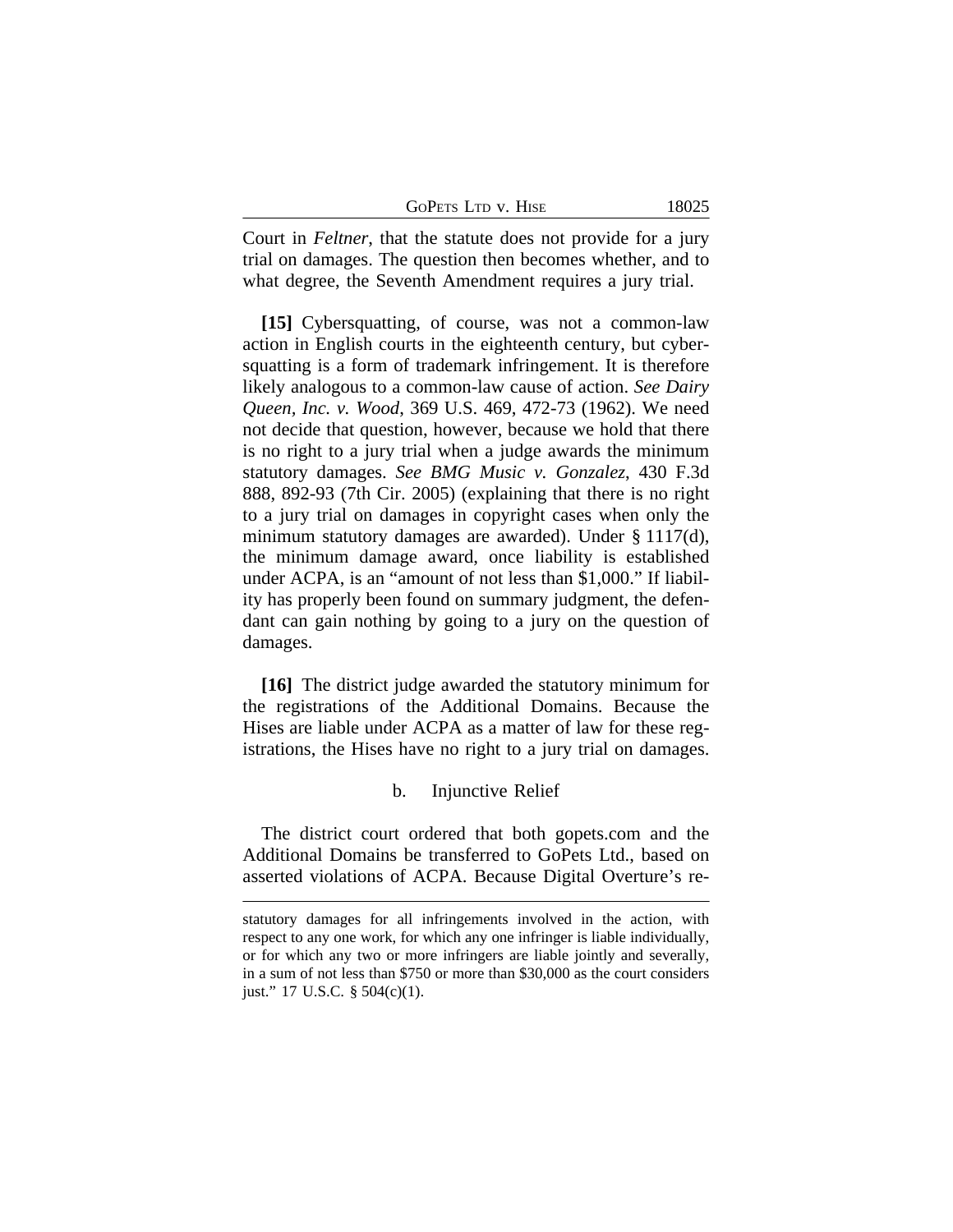Court in *Feltner*, that the statute does not provide for a jury trial on damages. The question then becomes whether, and to what degree, the Seventh Amendment requires a jury trial.

**[15]** Cybersquatting, of course, was not a common-law action in English courts in the eighteenth century, but cybersquatting is a form of trademark infringement. It is therefore likely analogous to a common-law cause of action. *See Dairy Queen, Inc. v. Wood*, 369 U.S. 469, 472-73 (1962). We need not decide that question, however, because we hold that there is no right to a jury trial when a judge awards the minimum statutory damages. *See BMG Music v. Gonzalez*, 430 F.3d 888, 892-93 (7th Cir. 2005) (explaining that there is no right to a jury trial on damages in copyright cases when only the minimum statutory damages are awarded). Under § 1117(d), the minimum damage award, once liability is established under ACPA, is an "amount of not less than $1,000." If liability has properly been found on summary judgment, the defendant can gain nothing by going to a jury on the question of damages.

**[16]** The district judge awarded the statutory minimum for the registrations of the Additional Domains. Because the Hises are liable under ACPA as a matter of law for these registrations, the Hises have no right to a jury trial on damages.

b. Injunctive Relief

The district court ordered that both gopets.com and the Additional Domains be transferred to GoPets Ltd., based on asserted violations of ACPA. Because Digital Overture's re-

---

statutory damages for all infringements involved in the action, with respect to any one work, for which any one infringer is liable individually, or for which any two or more infringers are liable jointly and severally, in a sum of not less than $750 or more than $30,000 as the court considers just." 17 U.S.C. § 504(c)(1).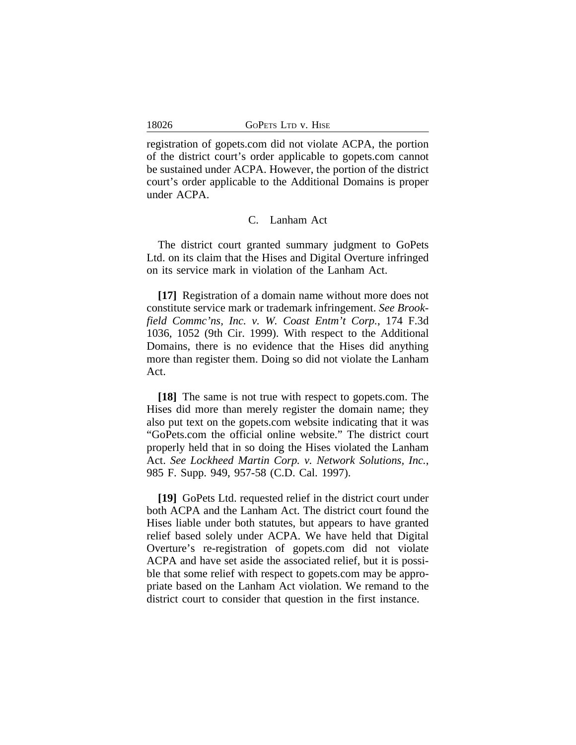registration of gopets.com did not violate ACPA, the portion of the district court's order applicable to gopets.com cannot be sustained under ACPA. However, the portion of the district court's order applicable to the Additional Domains is proper under ACPA.

### C. Lanham Act

The district court granted summary judgment to GoPets Ltd. on its claim that the Hises and Digital Overture infringed on its service mark in violation of the Lanham Act.

**[17]** Registration of a domain name without more does not constitute service mark or trademark infringement. *See Brookfield Commc'ns, Inc. v. W. Coast Entm't Corp.*, 174 F.3d 1036, 1052 (9th Cir. 1999). With respect to the Additional Domains, there is no evidence that the Hises did anything more than register them. Doing so did not violate the Lanham Act.

**[18]** The same is not true with respect to gopets.com. The Hises did more than merely register the domain name; they also put text on the gopets.com website indicating that it was "GoPets.com the official online website." The district court properly held that in so doing the Hises violated the Lanham Act. *See Lockheed Martin Corp. v. Network Solutions, Inc.*, 985 F. Supp. 949, 957-58 (C.D. Cal. 1997).

**[19]** GoPets Ltd. requested relief in the district court under both ACPA and the Lanham Act. The district court found the Hises liable under both statutes, but appears to have granted relief based solely under ACPA. We have held that Digital Overture's re-registration of gopets.com did not violate ACPA and have set aside the associated relief, but it is possible that some relief with respect to gopets.com may be appropriate based on the Lanham Act violation. We remand to the district court to consider that question in the first instance.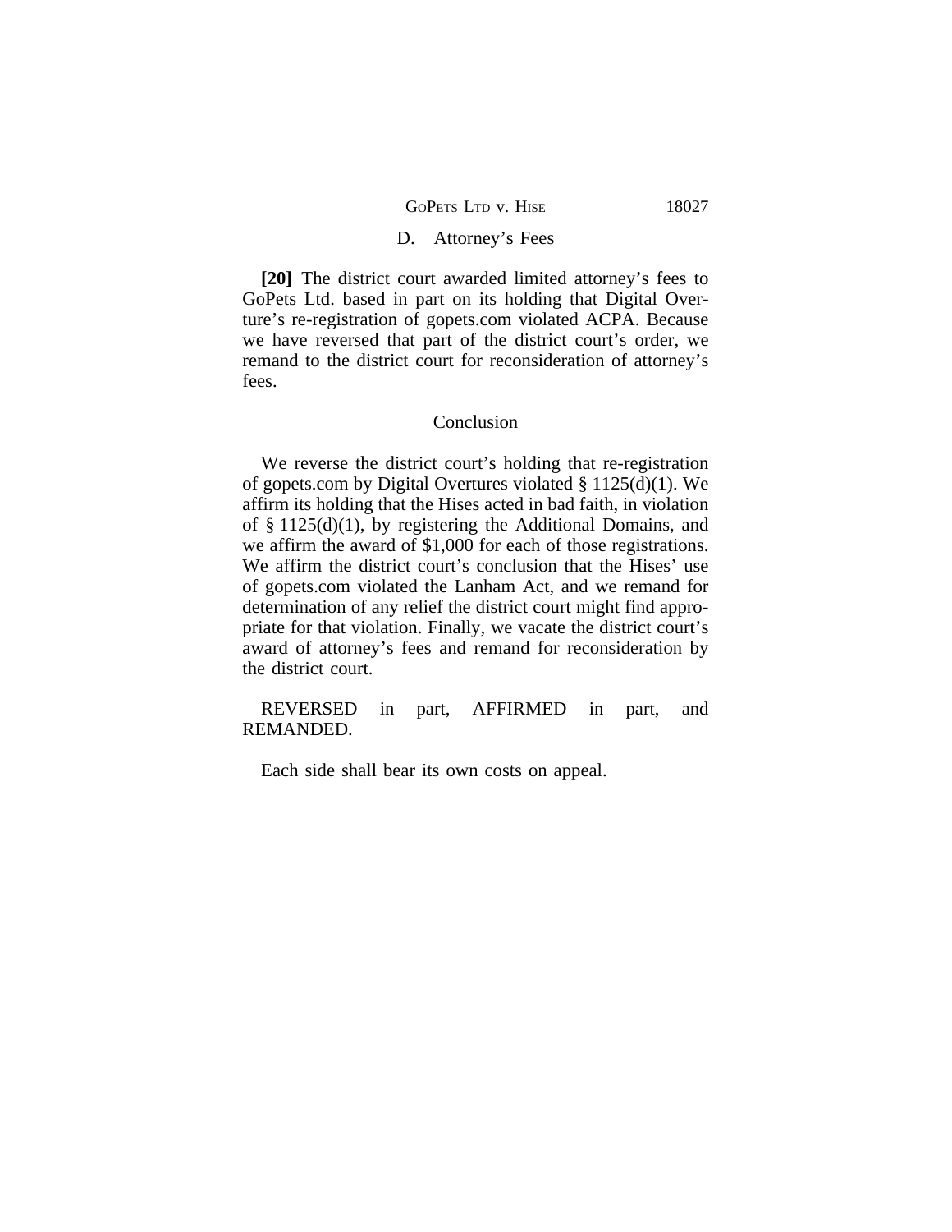### D. Attorney's Fees

**[20]** The district court awarded limited attorney's fees to GoPets Ltd. based in part on its holding that Digital Overture's re-registration of gopets.com violated ACPA. Because we have reversed that part of the district court's order, we remand to the district court for reconsideration of attorney's fees.

## Conclusion

We reverse the district court's holding that re-registration of gopets.com by Digital Overtures violated § 1125(d)(1). We affirm its holding that the Hises acted in bad faith, in violation of § 1125(d)(1), by registering the Additional Domains, and we affirm the award of $1,000 for each of those registrations. We affirm the district court's conclusion that the Hises' use of gopets.com violated the Lanham Act, and we remand for determination of any relief the district court might find appropriate for that violation. Finally, we vacate the district court's award of attorney's fees and remand for reconsideration by the district court.

REVERSED in part, AFFIRMED in part, and REMANDED.

Each side shall bear its own costs on appeal.